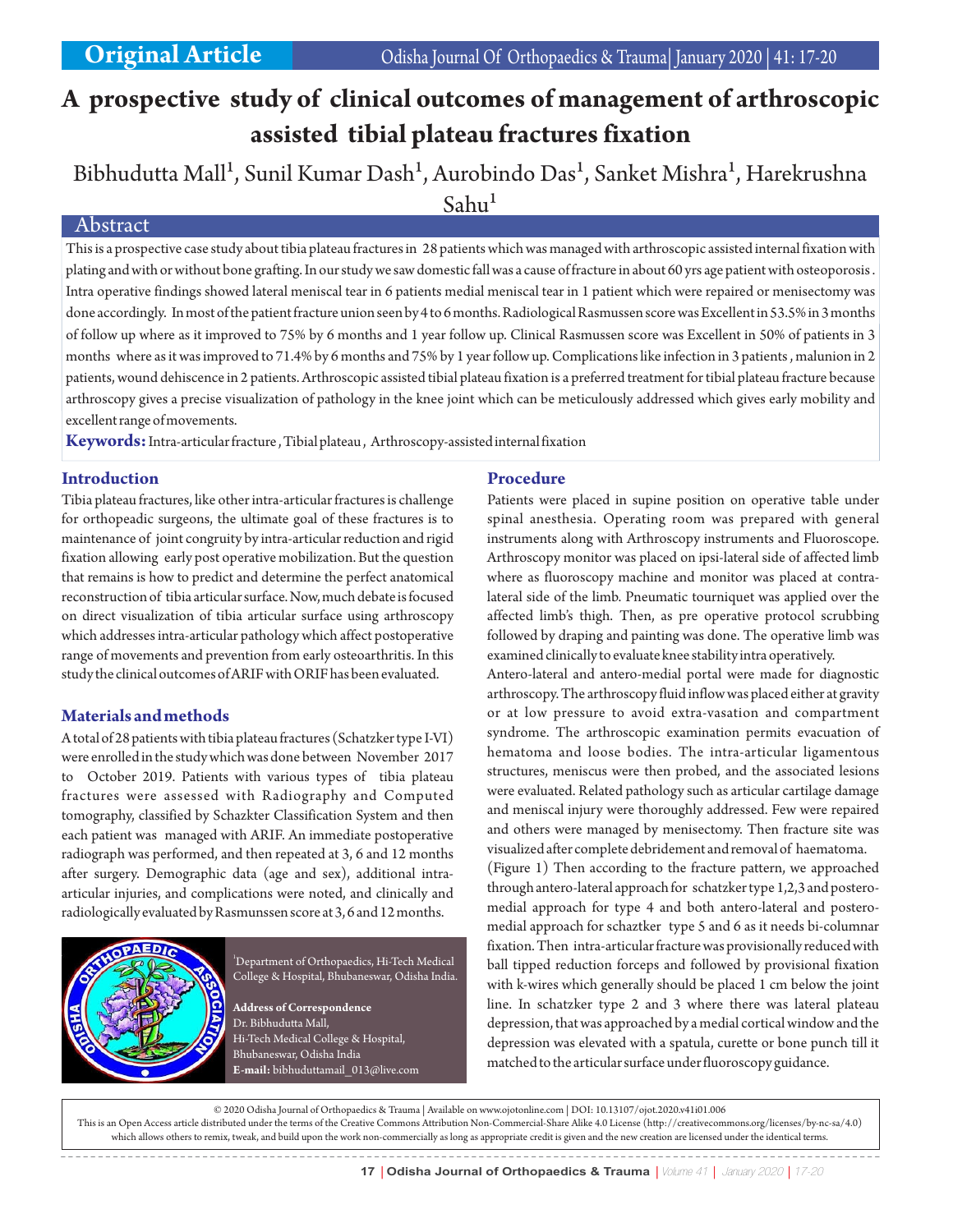# A prospective study of clinical outcomes of management of arthroscopic assisted tibial plateau fractures fixation

Bibhudutta Mall[1], Sunil Kumar Dash[1], Aurobindo Das[1], Sanket Mishra[1], Harekrushna Sahu[1]

## Abstract

This is a prospective case study about tibia plateau fractures in 28 patients which was managed with arthroscopic assisted internal fixation with plating and with or without bone grafting. In our study we saw domestic fall was a cause of fracture in about 60 yrs age patient with osteoporosis . Intra operative findings showed lateral meniscal tear in 6 patients medial meniscal tear in 1 patient which were repaired or menisectomy was done accordingly. In most of the patient fracture union seen by 4 to 6 months. Radiological Rasmussen score was Excellent in 53.5% in 3 months of follow up where as it improved to 75% by 6 months and 1 year follow up. Clinical Rasmussen score was Excellent in 50% of patients in 3 months where as it was improved to 71.4% by 6 months and 75% by 1 year follow up. Complications like infection in 3 patients , malunion in 2 patients, wound dehiscence in 2 patients. Arthroscopic assisted tibial plateau fixation is a preferred treatment for tibial plateau fracture because arthroscopy gives a precise visualization of pathology in the knee joint which can be meticulously addressed which gives early mobility and excellent range of movements.

**Keywords:** Intra-articular fracture , Tibial plateau , Arthroscopy-assisted internal fixation

## Introduction

Tibia plateau fractures, like other intra-articular fractures is challenge for orthopeadic surgeons, the ultimate goal of these fractures is to maintenance of joint congruity by intra-articular reduction and rigid fixation allowing early post operative mobilization. But the question that remains is how to predict and determine the perfect anatomical reconstruction of tibia articular surface. Now, much debate is focused on direct visualization of tibia articular surface using arthroscopy which addresses intra-articular pathology which affect postoperative range of movements and prevention from early osteoarthritis. In this study the clinical outcomes of ARIF with ORIF has been evaluated.

## Materials and methods

A total of 28 patients with tibia plateau fractures (Schatzker type I-VI) were enrolled in the study which was done between November 2017 to October 2019. Patients with various types of tibia plateau fractures were assessed with Radiography and Computed tomography, classified by Schazkter Classification System and then each patient was managed with ARIF. An immediate postoperative radiograph was performed, and then repeated at 3, 6 and 12 months after surgery. Demographic data (age and sex), additional intra-articular injuries, and complications were noted, and clinically and radiologically evaluated by Rasmunssen score at 3, 6 and 12 months.

[1]Department of Orthopaedics, Hi-Tech Medical College & Hospital, Bhubaneswar, Odisha India.

**Address of Correspondence**
Dr. Bibhudutta Mall,
Hi-Tech Medical College & Hospital,
Bhubaneswar, Odisha India
**E-mail:** bibhuduttamail_013@live.com

## Procedure

Patients were placed in supine position on operative table under spinal anesthesia. Operating room was prepared with general instruments along with Arthroscopy instruments and Fluoroscope. Arthroscopy monitor was placed on ipsi-lateral side of affected limb where as fluoroscopy machine and monitor was placed at contra-lateral side of the limb. Pneumatic tourniquet was applied over the affected limb's thigh. Then, as pre operative protocol scrubbing followed by draping and painting was done. The operative limb was examined clinically to evaluate knee stability intra operatively.

Antero-lateral and antero-medial portal were made for diagnostic arthroscopy. The arthroscopy fluid inflow was placed either at gravity or at low pressure to avoid extra-vasation and compartment syndrome. The arthroscopic examination permits evacuation of hematoma and loose bodies. The intra-articular ligamentous structures, meniscus were then probed, and the associated lesions were evaluated. Related pathology such as articular cartilage damage and meniscal injury were thoroughly addressed. Few were repaired and others were managed by menisectomy. Then fracture site was visualized after complete debridement and removal of haematoma.

(Figure 1) Then according to the fracture pattern, we approached through antero-lateral approach for schatzker type 1,2,3 and postero-medial approach for type 4 and both antero-lateral and postero-medial approach for schaztker type 5 and 6 as it needs bi-columnar fixation. Then intra-articular fracture was provisionally reduced with ball tipped reduction forceps and followed by provisional fixation with k-wires which generally should be placed 1 cm below the joint line. In schatzker type 2 and 3 where there was lateral plateau depression, that was approached by a medial cortical window and the depression was elevated with a spatula, curette or bone punch till it matched to the articular surface under fluoroscopy guidance.

© 2020 Odisha Journal of Orthopaedics & Trauma | Available on www.ojotonline.com | DOI: 10.13107/ojot.2020.v41i01.006
This is an Open Access article distributed under the terms of the Creative Commons Attribution Non-Commercial-Share Alike 4.0 License (http://creativecommons.org/licenses/by-nc-sa/4.0) which allows others to remix, tweak, and build upon the work non-commercially as long as appropriate credit is given and the new creation are licensed under the identical terms.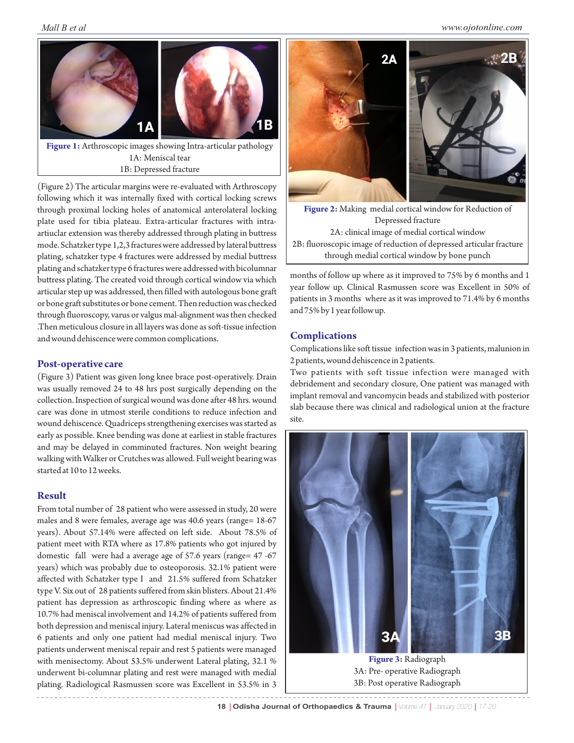Figure 1: Arthroscopic images showing Intra-articular pathology
1A: Meniscal tear
1B: Depressed fracture

(Figure 2) The articular margins were re-evaluated with Arthroscopy following which it was internally fixed with cortical locking screws through proximal locking holes of anatomical anterolateral locking plate used for tibia plateau. Extra-articular fractures with intra-artiuclar extension was thereby addressed through plating in buttress mode. Schatzker type 1,2,3 fractures were addressed by lateral buttress plating, schatzker type 4 fractures were addressed by medial buttress plating and schatzker type 6 fractures were addressed with bicolumnar buttress plating. The created void through cortical window via which articular step up was addressed, then filled with autologous bone graft or bone graft substitutes or bone cement. Then reduction was checked through fluoroscopy, varus or valgus mal-alignment was then checked .Then meticulous closure in all layers was done as soft-tissue infection and wound dehiscence were common complications.

## Post-operative care

(Figure 3) Patient was given long knee brace post-operatively. Drain was usually removed 24 to 48 hrs post surgically depending on the collection. Inspection of surgical wound was done after 48 hrs. wound care was done in utmost sterile conditions to reduce infection and wound dehiscence. Quadriceps strengthening exercises was started as early as possible. Knee bending was done at earliest in stable fractures and may be delayed in comminuted fractures. Non weight bearing walking with Walker or Crutches was allowed. Full weight bearing was started at 10 to 12 weeks.

## Result

From total number of 28 patient who were assessed in study, 20 were males and 8 were females, average age was 40.6 years (range= 18-67 years). About 57.14% were affected on left side. About 78.5% of patient meet with RTA where as 17.8% patients who got injured by domestic fall were had a average age of 57.6 years (range= 47 -67 years) which was probably due to osteoporosis. 32.1% patient were affected with Schatzker type I and 21.5% suffered from Schatzker type V. Six out of 28 patients suffered from skin blisters. About 21.4% patient has depression as arthroscopic finding where as where as 10.7% had meniscal involvement and 14.2% of patients suffered from both depression and meniscal injury. Lateral meniscus was affected in 6 patients and only one patient had medial meniscal injury. Two patients underwent meniscal repair and rest 5 patients were managed with menisectomy. About 53.5% underwent Lateral plating, 32.1 % underwent bi-columnar plating and rest were managed with medial plating. Radiological Rasmussen score was Excellent in 53.5% in 3 months of follow up where as it improved to 75% by 6 months and 1 year follow up. Clinical Rasmussen score was Excellent in 50% of patients in 3 months where as it was improved to 71.4% by 6 months and 75% by 1 year follow up.

Figure 2: Making medial cortical window for Reduction of Depressed fracture
2A: clinical image of medial cortical window
2B: fluoroscopic image of reduction of depressed articular fracture through medial cortical window by bone punch

## Complications

Complications like soft tissue infection was in 3 patients, malunion in 2 patients, wound dehiscence in 2 patients.

Two patients with soft tissue infection were managed with debridement and secondary closure, One patient was managed with implant removal and vancomycin beads and stabilized with posterior slab because there was clinical and radiological union at the fracture site.

Figure 3: Radiograph
3A: Pre- operative Radiograph
3B: Post operative Radiograph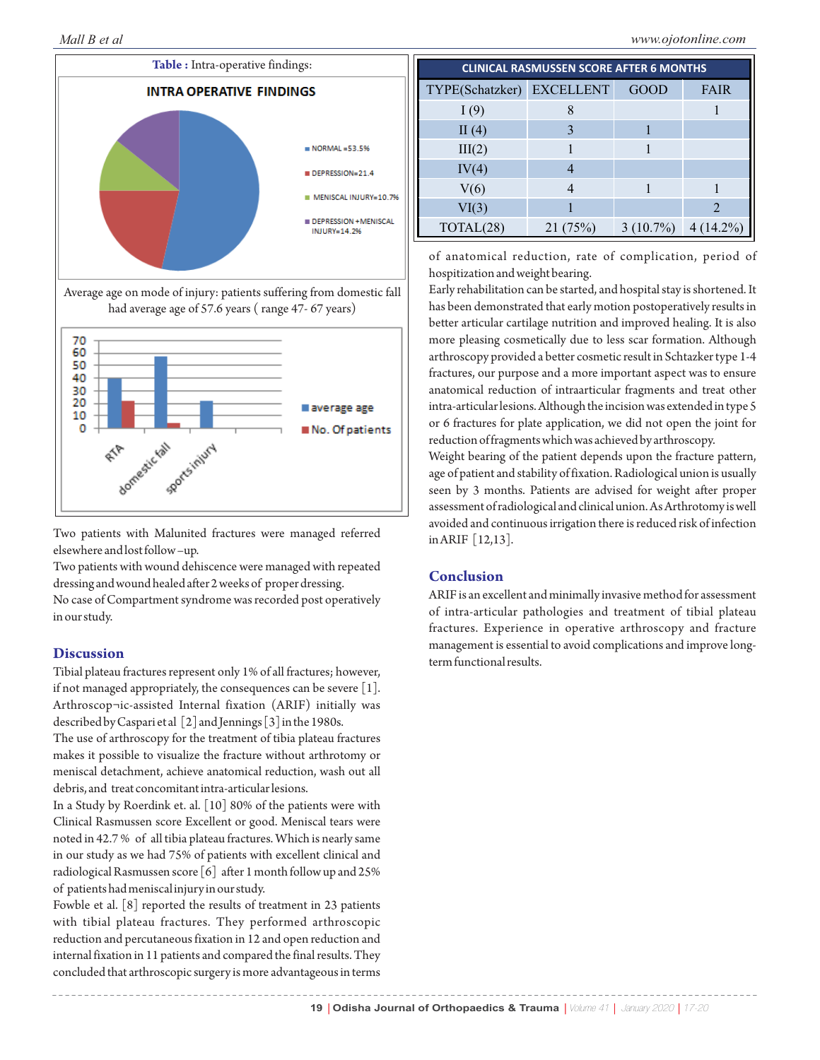**Table :** Intra-operative findings:

INTRA OPERATIVE FINDINGS

- NORMAL =53.5%
- DEPRESSION=21.4
- MENISCAL INJURY=10.7%
- DEPRESSION +MENISCAL INJURY=14.2%

Average age on mode of injury: patients suffering from domestic fall had average age of 57.6 years ( range 47- 67 years)

Two patients with Malunited fractures were managed referred elsewhere and lost follow –up.

Two patients with wound dehiscence were managed with repeated dressing and wound healed after 2 weeks of proper dressing.

No case of Compartment syndrome was recorded post operatively in our study.

## Discussion

Tibial plateau fractures represent only 1% of all fractures; however, if not managed appropriately, the consequences can be severe [1]. Arthroscop¬ic-assisted Internal fixation (ARIF) initially was described by Caspari et al [2] and Jennings [3] in the 1980s.

The use of arthroscopy for the treatment of tibia plateau fractures makes it possible to visualize the fracture without arthrotomy or meniscal detachment, achieve anatomical reduction, wash out all debris, and treat concomitant intra-articular lesions.

In a Study by Roerdink et. al. [10] 80% of the patients were with Clinical Rasmussen score Excellent or good. Meniscal tears were noted in 42.7 % of all tibia plateau fractures. Which is nearly same in our study as we had 75% of patients with excellent clinical and radiological Rasmussen score [6] after 1 month follow up and 25% of patients had meniscal injury in our study.

Fowble et al. [8] reported the results of treatment in 23 patients with tibial plateau fractures. They performed arthroscopic reduction and percutaneous fixation in 12 and open reduction and internal fixation in 11 patients and compared the final results. They concluded that arthroscopic surgery is more advantageous in terms of anatomical reduction, rate of complication, period of hospitization and weight bearing.

| CLINICAL RASMUSSEN SCORE AFTER 6 MONTHS | | | |
|---|---|---|---|
| TYPE(Schatzker) | EXCELLENT | GOOD | FAIR |
| I (9) | 8 | | 1 |
| II (4) | 3 | 1 | |
| III(2) | 1 | 1 | |
| IV(4) | 4 | | |
| V(6) | 4 | 1 | 1 |
| VI(3) | 1 | | 2 |
| TOTAL(28) | 21 (75%) | 3 (10.7%) | 4 (14.2%) |

Early rehabilitation can be started, and hospital stay is shortened. It has been demonstrated that early motion postoperatively results in better articular cartilage nutrition and improved healing. It is also more pleasing cosmetically due to less scar formation. Although arthroscopy provided a better cosmetic result in Schtazker type 1-4 fractures, our purpose and a more important aspect was to ensure anatomical reduction of intraarticular fragments and treat other intra-articular lesions. Although the incision was extended in type 5 or 6 fractures for plate application, we did not open the joint for reduction of fragments which was achieved by arthroscopy.

Weight bearing of the patient depends upon the fracture pattern, age of patient and stability of fixation. Radiological union is usually seen by 3 months. Patients are advised for weight after proper assessment of radiological and clinical union. As Arthrotomy is well avoided and continuous irrigation there is reduced risk of infection in ARIF [12,13].

## Conclusion

ARIF is an excellent and minimally invasive method for assessment of intra-articular pathologies and treatment of tibial plateau fractures. Experience in operative arthroscopy and fracture management is essential to avoid complications and improve long-term functional results.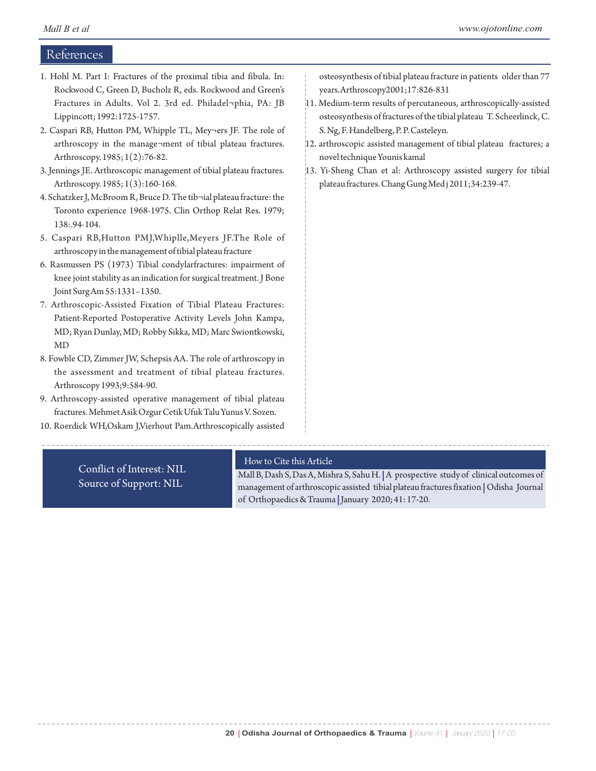## References

1. Hohl M. Part I: Fractures of the proximal tibia and fibula. In: Rockwood C, Green D, Bucholz R, eds. Rockwood and Green's Fractures in Adults. Vol 2. 3rd ed. Philadel¬phia, PA: JB Lippincott; 1992:1725-1757.
2. Caspari RB, Hutton PM, Whipple TL, Mey¬ers JF. The role of arthroscopy in the manage¬ment of tibial plateau fractures. Arthroscopy. 1985; 1(2):76-82.
3. Jennings JE. Arthroscopic management of tibial plateau fractures. Arthroscopy. 1985; 1(3):160-168.
4. Schatzker J, McBroom R, Bruce D. The tib¬ial plateau fracture: the Toronto experience 1968-1975. Clin Orthop Relat Res. 1979; 138:.94-104.
5. Caspari RB,Hutton PMJ,Whiplle,Meyers JF.The Role of arthroscopy in the management of tibial plateau fracture
6. Rasmussen PS (1973) Tibial condylarfractures: impairment of knee joint stability as an indication for surgical treatment. J Bone Joint Surg Am 55:1331–1350.
7. Arthroscopic-Assisted Fixation of Tibial Plateau Fractures: Patient-Reported Postoperative Activity Levels John Kampa, MD; Ryan Dunlay, MD; Robby Sikka, MD; Marc Swiontkowski, MD
8. Fowble CD, Zimmer JW, Schepsis AA. The role of arthroscopy in the assessment and treatment of tibial plateau fractures. Arthroscopy 1993;9:584-90.
9. Arthroscopy-assisted operative management of tibial plateau fractures. Mehmet Asik Ozgur Cetik Ufuk Talu Yunus V. Sozen.
10. Roerdick WH,Oskam J,Vierhout Pam.Arthroscopically assisted osteosynthesis of tibial plateau fracture in patients older than 77 years.Arthroscopy2001;17:826-831
11. Medium-term results of percutaneous, arthroscopically-assisted osteosynthesis of fractures of the tibial plateau T. Scheerlinck, C. S. Ng, F. Handelberg, P. P. Casteleyn.
12. arthroscopic assisted management of tibial plateau fractures; a novel technique Younis kamal
13. Yi-Sheng Chan et al: Arthroscopy assisted surgery for tibial plateau fractures. Chang Gung Med j 2011;34:239-47.

Conflict of Interest: NIL
Source of Support: NIL

**How to Cite this Article**

Mall B, Dash S, Das A, Mishra S, Sahu H. | A prospective study of clinical outcomes of management of arthroscopic assisted tibial plateau fractures fixation | Odisha Journal of Orthopaedics & Trauma | January 2020; 41: 17-20.